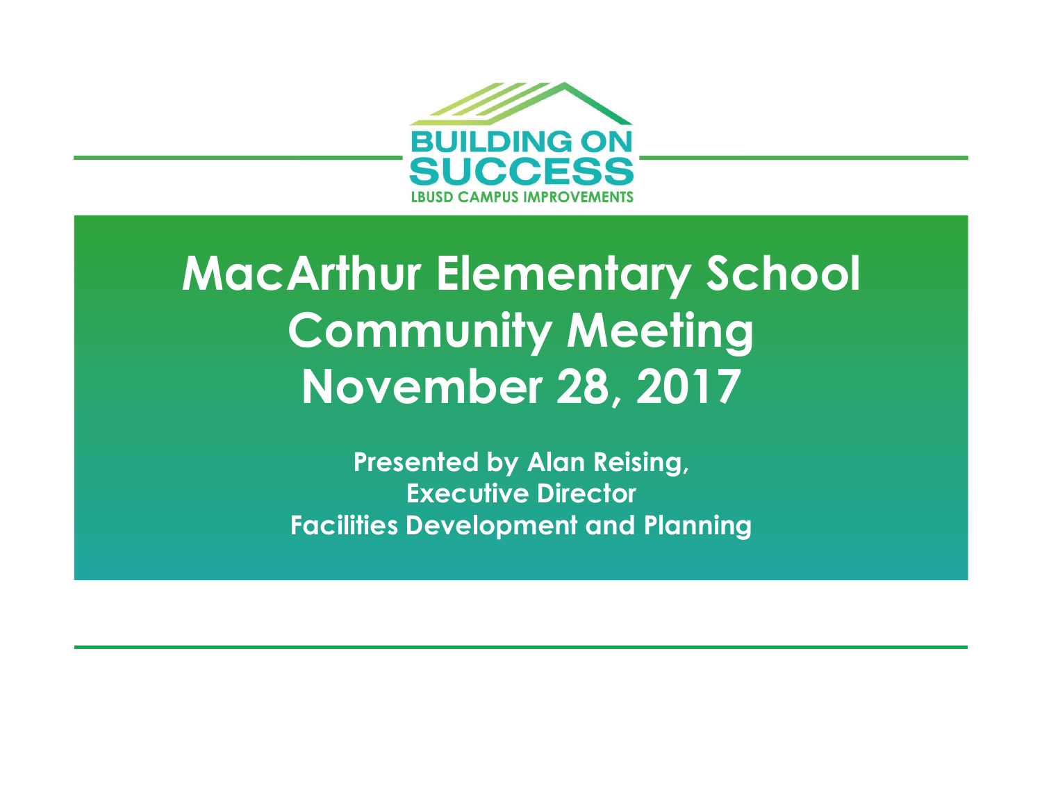BUILDING ON SUCCESS

LBUSD CAMPUS IMPROVEMENTS

# MacArthur Elementary School Community Meeting November 28, 2017

**Presented by Alan Reising, Executive Director Facilities Development and Planning**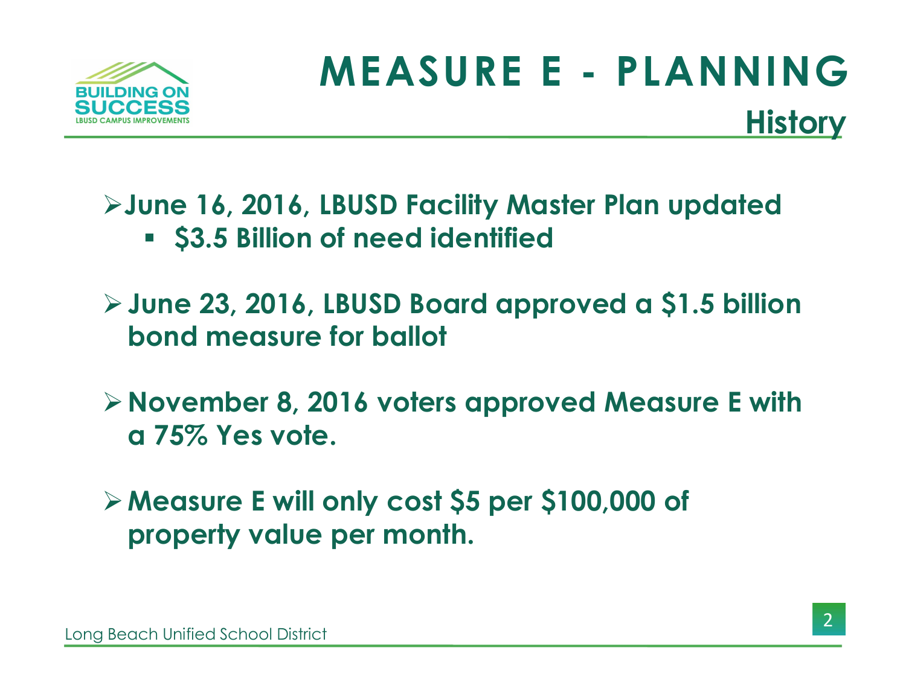# MEASURE E - PLANNING

## History

- **June 16, 2016, LBUSD Facility Master Plan updated**
  - **$3.5 Billion of need identified**

- **June 23, 2016, LBUSD Board approved a $1.5 billion bond measure for ballot**

- **November 8, 2016 voters approved Measure E with a 75% Yes vote.**

- **Measure E will only cost $5 per $100,000 of property value per month.**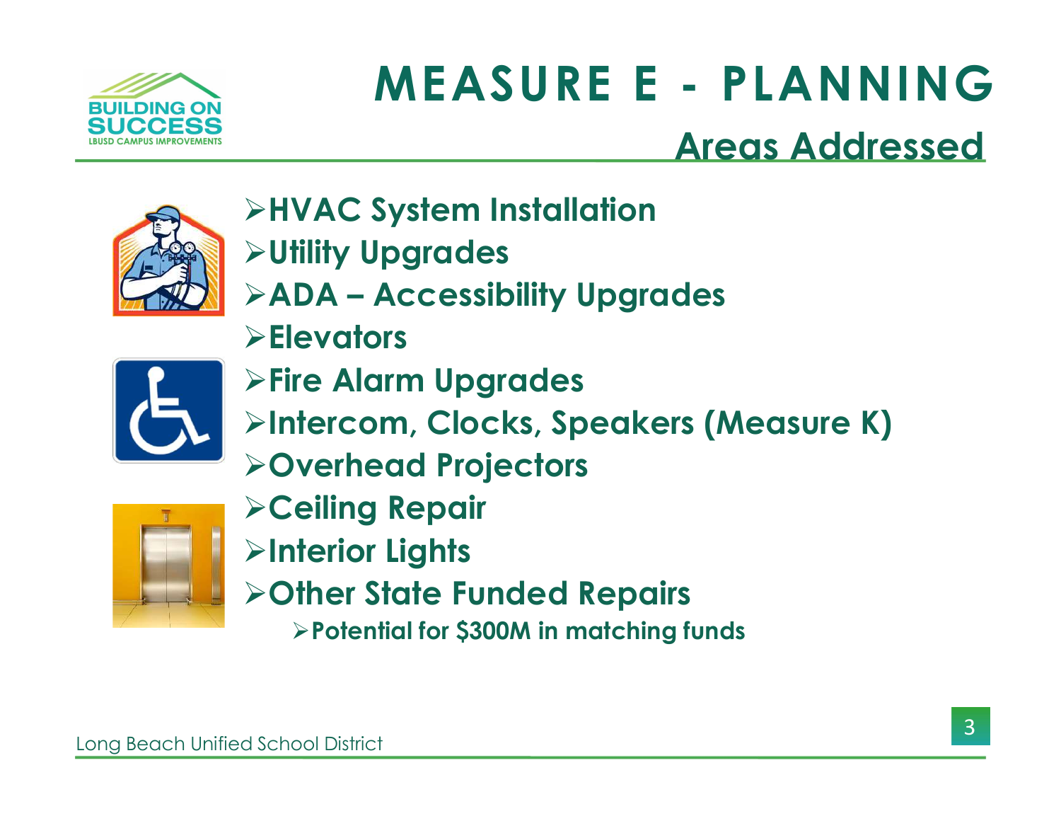# MEASURE E - PLANNING

## Areas Addressed

- **HVAC System Installation**
- **Utility Upgrades**
- **ADA – Accessibility Upgrades**
- **Elevators**
- **Fire Alarm Upgrades**
- **Intercom, Clocks, Speakers (Measure K)**
- **Overhead Projectors**
- **Ceiling Repair**
- **Interior Lights**
- **Other State Funded Repairs**
  - **Potential for $300M in matching funds**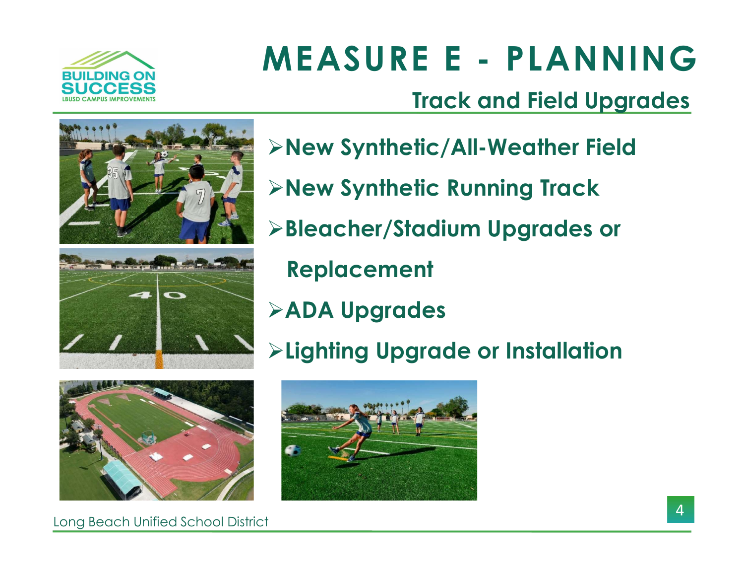# MEASURE E - PLANNING

## Track and Field Upgrades

- New Synthetic/All-Weather Field
- New Synthetic Running Track
- Bleacher/Stadium Upgrades or Replacement
- ADA Upgrades
- Lighting Upgrade or Installation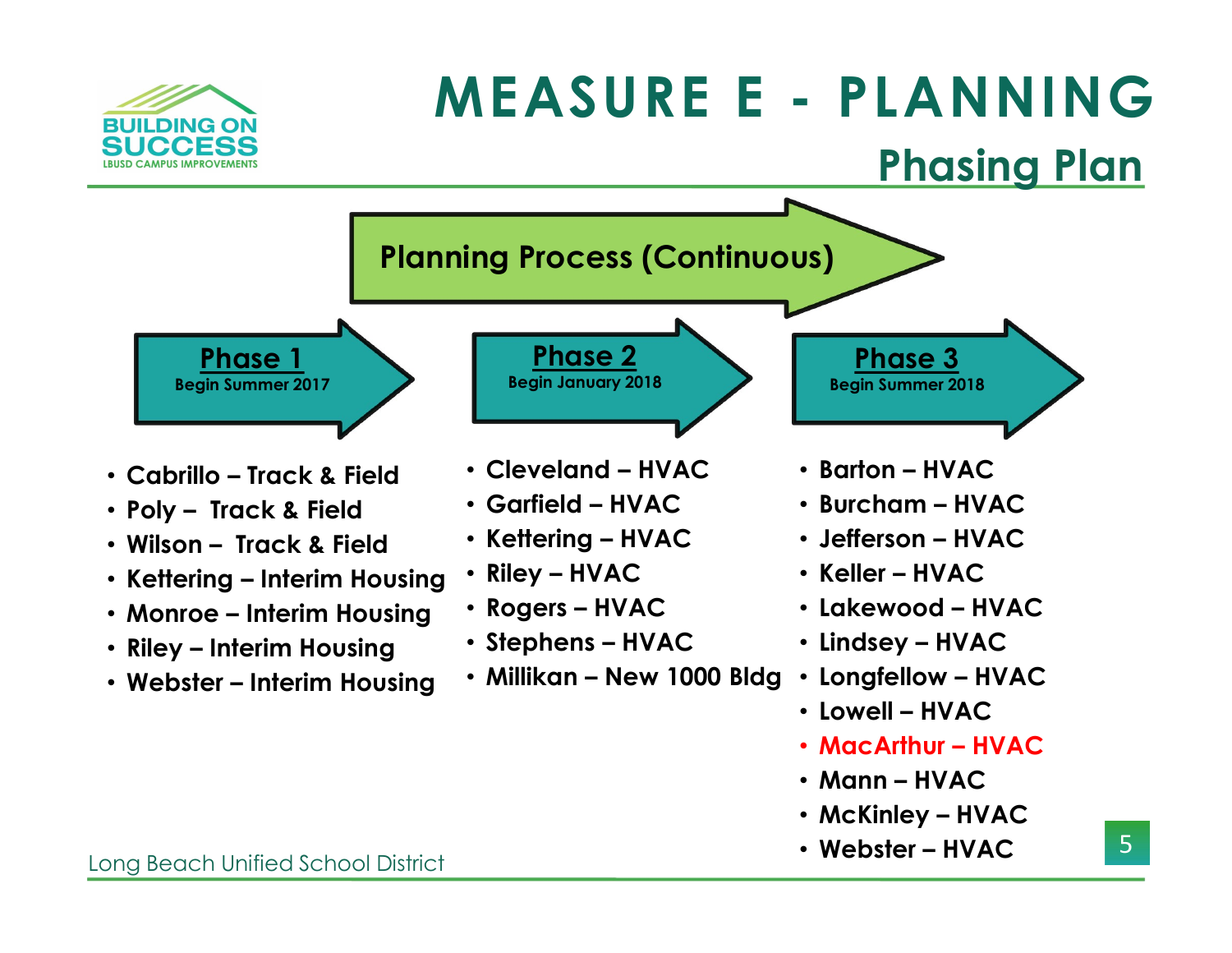# MEASURE E - PLANNING

## Phasing Plan

**Planning Process (Continuous)**

### Phase 1
**Begin Summer 2017**

- Cabrillo – Track & Field
- Poly – Track & Field
- Wilson – Track & Field
- Kettering – Interim Housing
- Monroe – Interim Housing
- Riley – Interim Housing
- Webster – Interim Housing

### Phase 2
**Begin January 2018**

- Cleveland – HVAC
- Garfield – HVAC
- Kettering – HVAC
- Riley – HVAC
- Rogers – HVAC
- Stephens – HVAC
- Millikan – New 1000 Bldg

### Phase 3
**Begin Summer 2018**

- Barton – HVAC
- Burcham – HVAC
- Jefferson – HVAC
- Keller – HVAC
- Lakewood – HVAC
- Lindsey – HVAC
- Longfellow – HVAC
- Lowell – HVAC
- MacArthur – HVAC
- Mann – HVAC
- McKinley – HVAC
- Webster – HVAC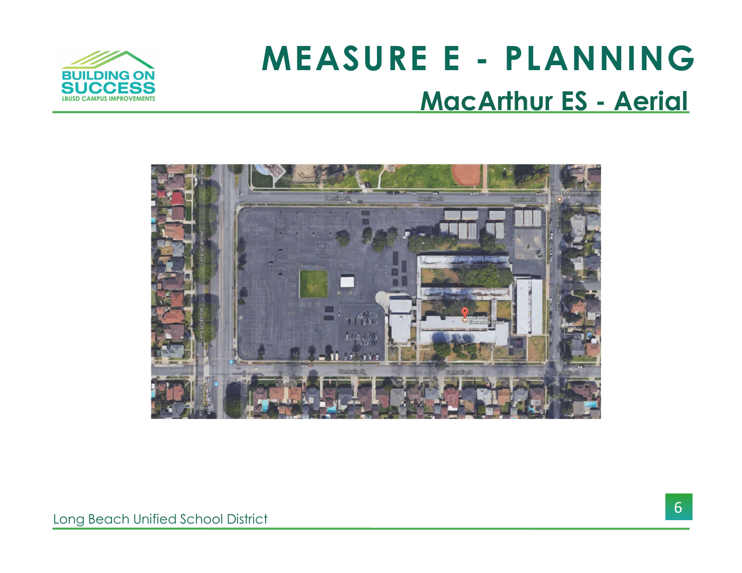# MEASURE E - PLANNING

## MacArthur ES - Aerial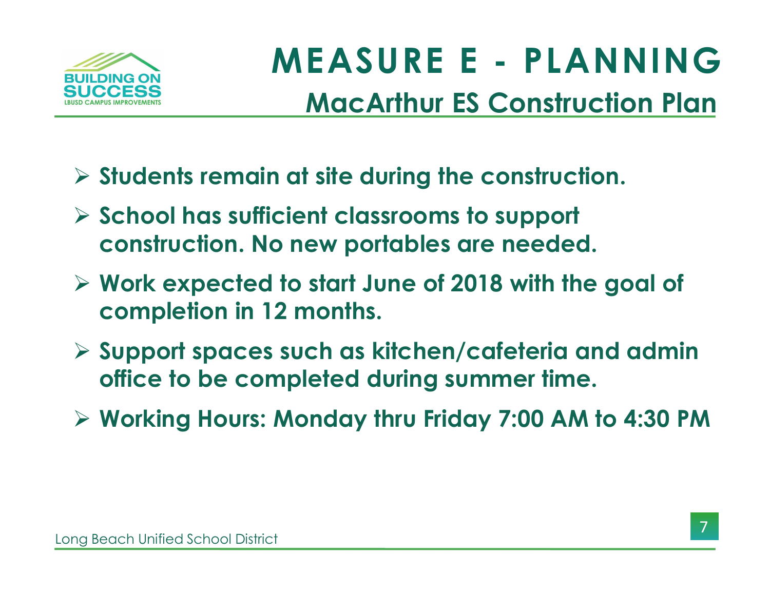# MEASURE E - PLANNING

## MacArthur ES Construction Plan

- **Students remain at site during the construction.**
- **School has sufficient classrooms to support construction. No new portables are needed.**
- **Work expected to start June of 2018 with the goal of completion in 12 months.**
- **Support spaces such as kitchen/cafeteria and admin office to be completed during summer time.**
- **Working Hours: Monday thru Friday 7:00 AM to 4:30 PM**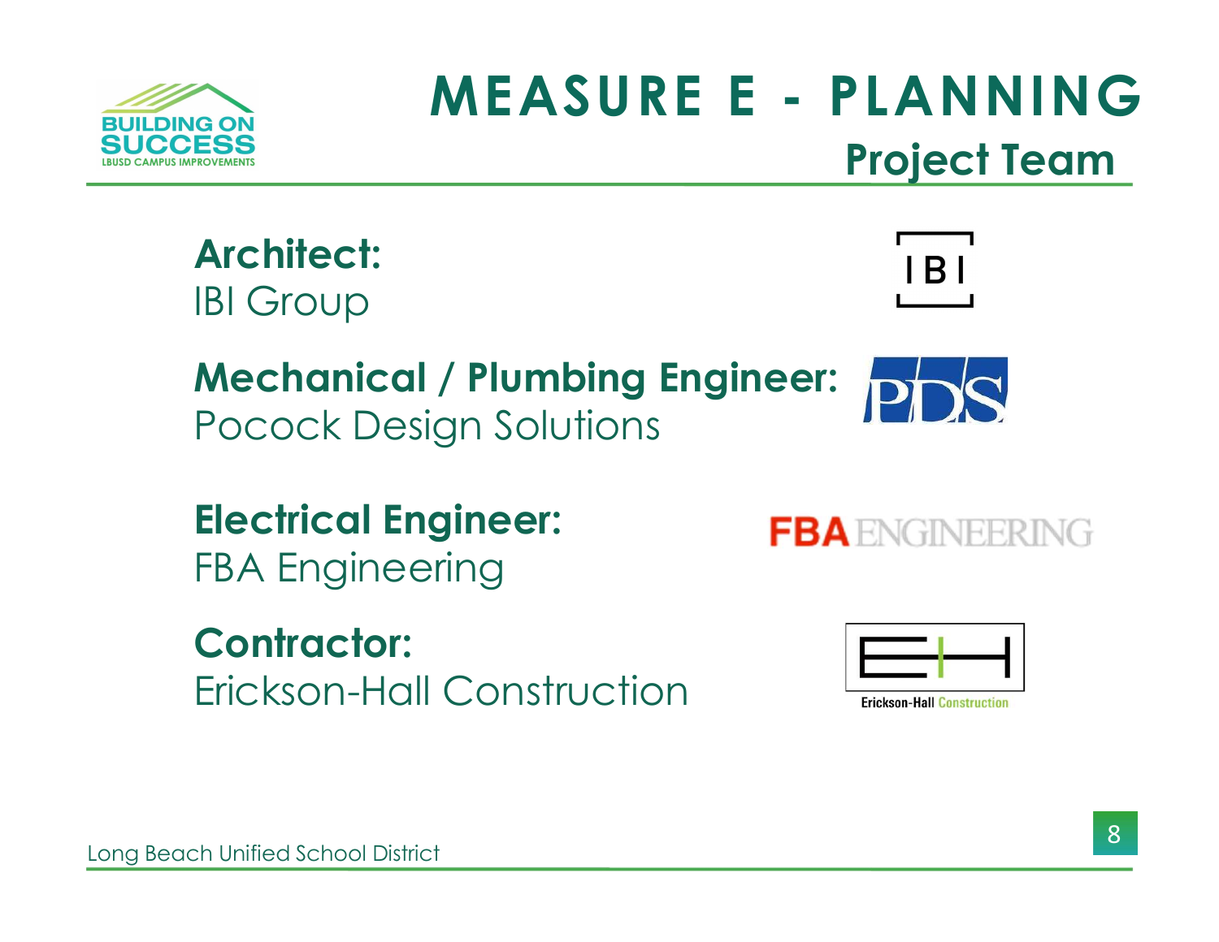# MEASURE E - PLANNING

## Project Team

**Architect:**
IBI Group

**Mechanical / Plumbing Engineer:**
Pocock Design Solutions

**Electrical Engineer:**
FBA Engineering

**Contractor:**
Erickson-Hall Construction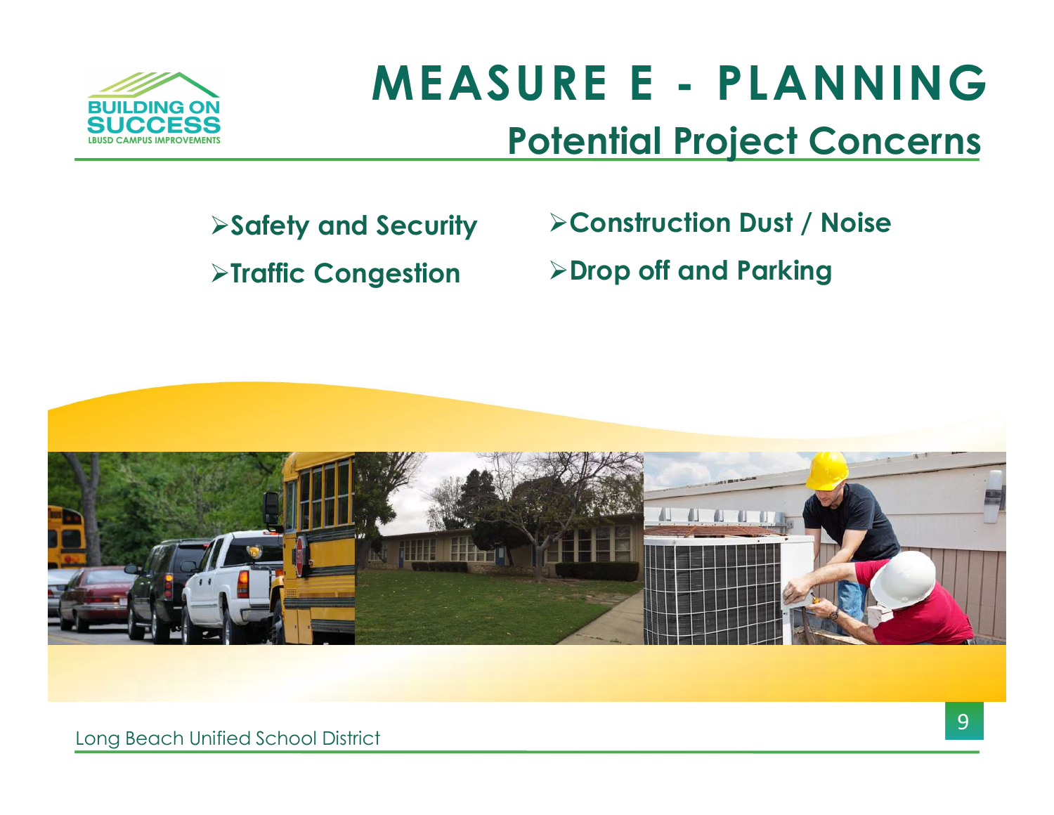# MEASURE E - PLANNING

## Potential Project Concerns

- Safety and Security
- Traffic Congestion
- Construction Dust / Noise
- Drop off and Parking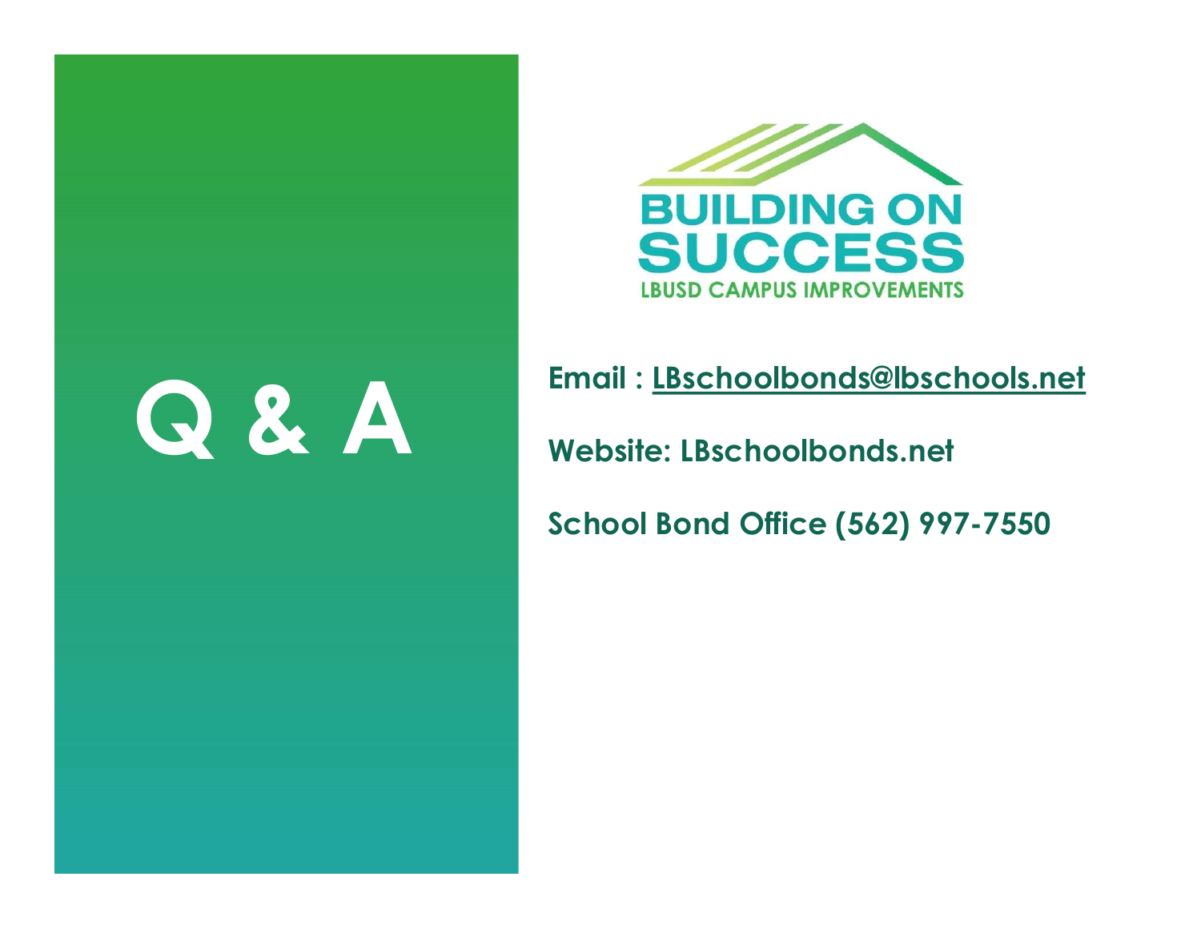# Q & A

BUILDING ON SUCCESS

LBUSD CAMPUS IMPROVEMENTS

**Email : LBschoolbonds@lbschools.net**

**Website: LBschoolbonds.net**

**School Bond Office (562) 997-7550**